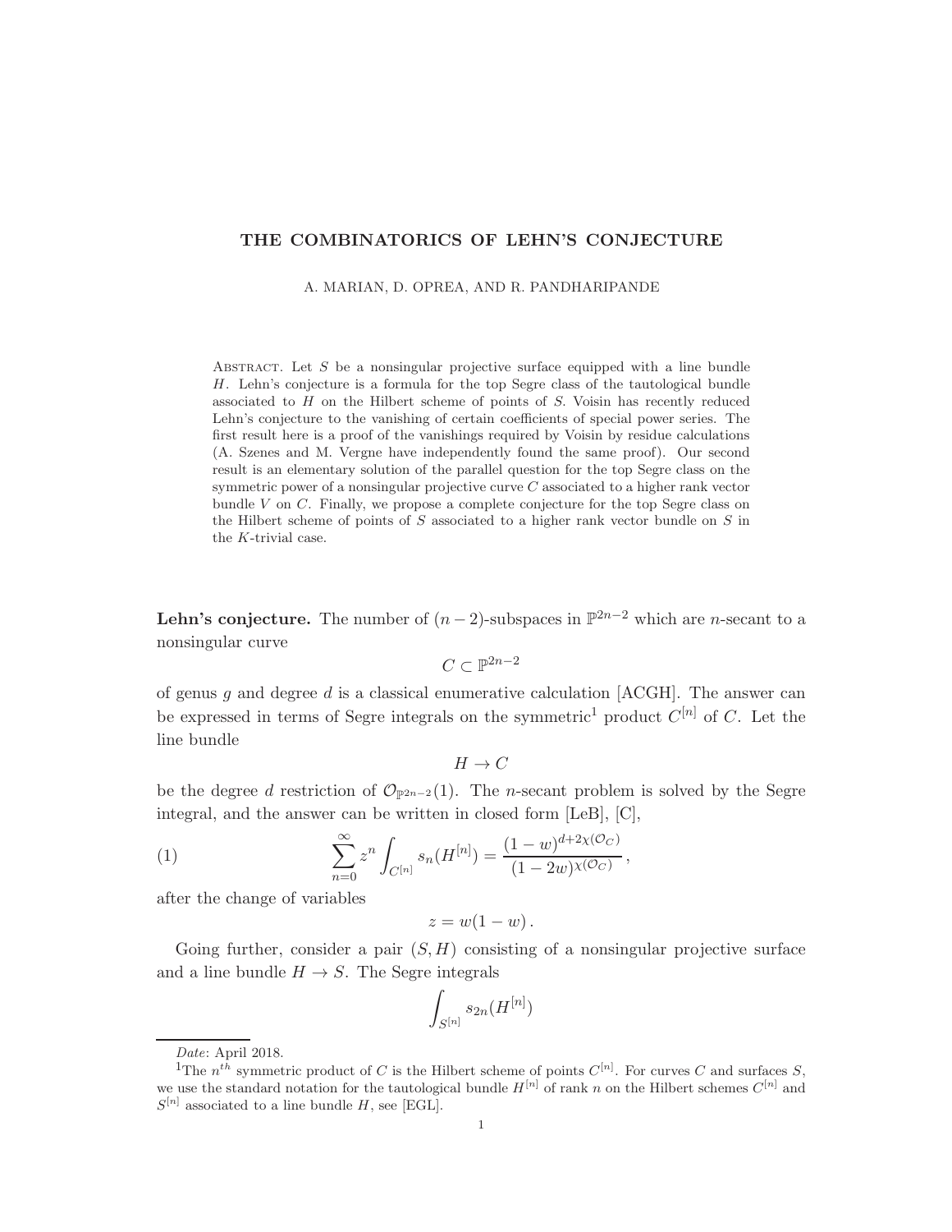# THE COMBINATORICS OF LEHN'S CONJECTURE

A. MARIAN, D. OPREA, AND R. PANDHARIPANDE

Abstract. Let $S$ be a nonsingular projective surface equipped with a line bundle $H$. Lehn's conjecture is a formula for the top Segre class of the tautological bundle associated to $H$ on the Hilbert scheme of points of $S$. Voisin has recently reduced Lehn's conjecture to the vanishing of certain coefficients of special power series. The first result here is a proof of the vanishings required by Voisin by residue calculations (A. Szenes and M. Vergne have independently found the same proof). Our second result is an elementary solution of the parallel question for the top Segre class on the symmetric power of a nonsingular projective curve $C$ associated to a higher rank vector bundle $V$ on $C$. Finally, we propose a complete conjecture for the top Segre class on the Hilbert scheme of points of $S$ associated to a higher rank vector bundle on $S$ in the $K$-trivial case.

**Lehn's conjecture.** The number of $(n-2)$-subspaces in $\mathbb{P}^{2n-2}$ which are $n$-secant to a nonsingular curve

$$C \subset \mathbb{P}^{2n-2}$$

of genus $g$ and degree $d$ is a classical enumerative calculation [ACGH]. The answer can be expressed in terms of Segre integrals on the symmetric[1] product $C^{[n]}$ of $C$. Let the line bundle

$$H \to C$$

be the degree $d$ restriction of $\mathcal{O}_{\mathbb{P}^{2n-2}}(1)$. The $n$-secant problem is solved by the Segre integral, and the answer can be written in closed form [LeB], [C],

$$\sum_{n=0}^{\infty} z^n \int_{C^{[n]}} s_n(H^{[n]}) = \frac{(1-w)^{d+2\chi(\mathcal{O}_C)}}{(1-2w)^{\chi(\mathcal{O}_C)}}, \tag{1}$$

after the change of variables

$$z = w(1-w).$$

Going further, consider a pair $(S, H)$ consisting of a nonsingular projective surface and a line bundle $H \to S$. The Segre integrals

$$\int_{S^{[n]}} s_{2n}(H^{[n]})$$

---

*Date*: April 2018.

[1]The $n^{th}$ symmetric product of $C$ is the Hilbert scheme of points $C^{[n]}$. For curves $C$ and surfaces $S$, we use the standard notation for the tautological bundle $H^{[n]}$ of rank $n$ on the Hilbert schemes $C^{[n]}$ and $S^{[n]}$ associated to a line bundle $H$, see [EGL].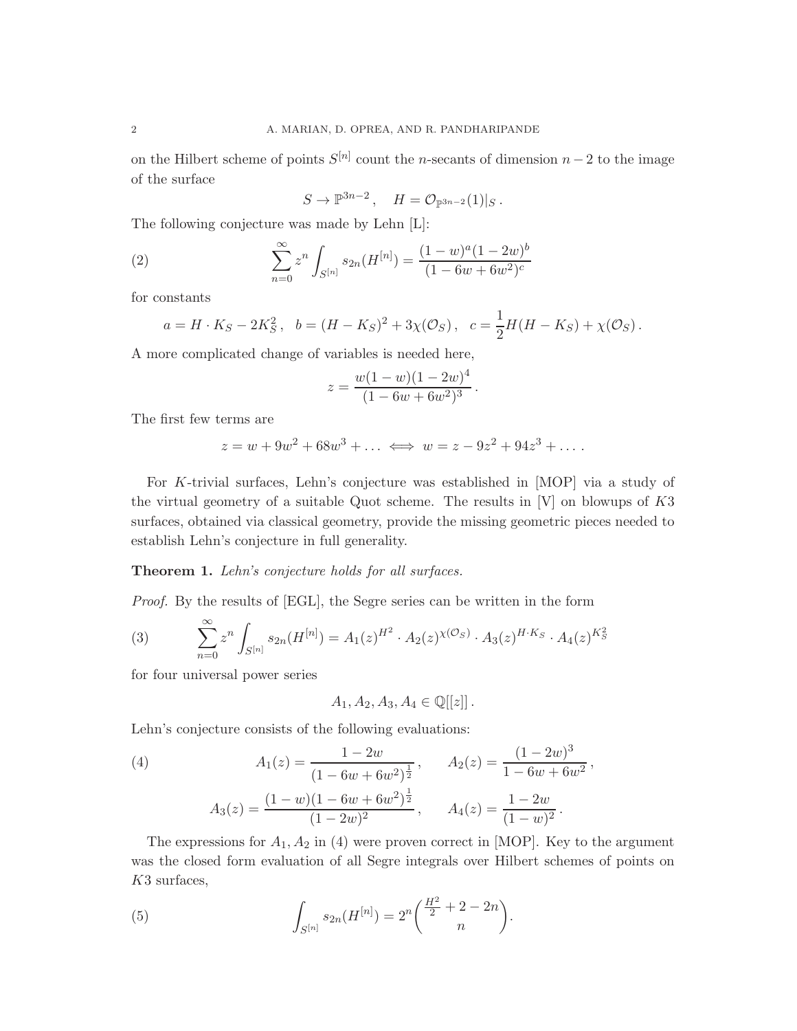on the Hilbert scheme of points $S^{[n]}$ count the $n$-secants of dimension $n-2$ to the image of the surface

$$S \to \mathbb{P}^{3n-2}, \quad H = \mathcal{O}_{\mathbb{P}^{3n-2}}(1)|_S .$$

The following conjecture was made by Lehn [L]:

$$\sum_{n=0}^{\infty} z^n \int_{S^{[n]}} s_{2n}(H^{[n]}) = \frac{(1-w)^a(1-2w)^b}{(1-6w+6w^2)^c} \tag{2}$$

for constants

$$a = H \cdot K_S - 2K_S^2, \quad b = (H-K_S)^2 + 3\chi(\mathcal{O}_S), \quad c = \frac{1}{2}H(H-K_S) + \chi(\mathcal{O}_S).$$

A more complicated change of variables is needed here,

$$z = \frac{w(1-w)(1-2w)^4}{(1-6w+6w^2)^3}.$$

The first few terms are

$$z = w + 9w^2 + 68w^3 + \dots \iff w = z - 9z^2 + 94z^3 + \dots .$$

For $K$-trivial surfaces, Lehn's conjecture was established in [MOP] via a study of the virtual geometry of a suitable Quot scheme. The results in [V] on blowups of $K3$ surfaces, obtained via classical geometry, provide the missing geometric pieces needed to establish Lehn's conjecture in full generality.

**Theorem 1.** *Lehn's conjecture holds for all surfaces.*

*Proof.* By the results of [EGL], the Segre series can be written in the form

$$\sum_{n=0}^{\infty} z^n \int_{S^{[n]}} s_{2n}(H^{[n]}) = A_1(z)^{H^2} \cdot A_2(z)^{\chi(\mathcal{O}_S)} \cdot A_3(z)^{H \cdot K_S} \cdot A_4(z)^{K_S^2} \tag{3}$$

for four universal power series

$$A_1, A_2, A_3, A_4 \in \mathbb{Q}[[z]].$$

Lehn's conjecture consists of the following evaluations:

$$A_1(z) = \frac{1-2w}{(1-6w+6w^2)^{\frac{1}{2}}}, \qquad A_2(z) = \frac{(1-2w)^3}{1-6w+6w^2}, \tag{4}$$

$$A_3(z) = \frac{(1-w)(1-6w+6w^2)^{\frac{1}{2}}}{(1-2w)^2}, \qquad A_4(z) = \frac{1-2w}{(1-w)^2}.$$

The expressions for $A_1, A_2$ in (4) were proven correct in [MOP]. Key to the argument was the closed form evaluation of all Segre integrals over Hilbert schemes of points on $K3$ surfaces,

$$\int_{S^{[n]}} s_{2n}(H^{[n]}) = 2^n \binom{\frac{H^2}{2} + 2 - 2n}{n}. \tag{5}$$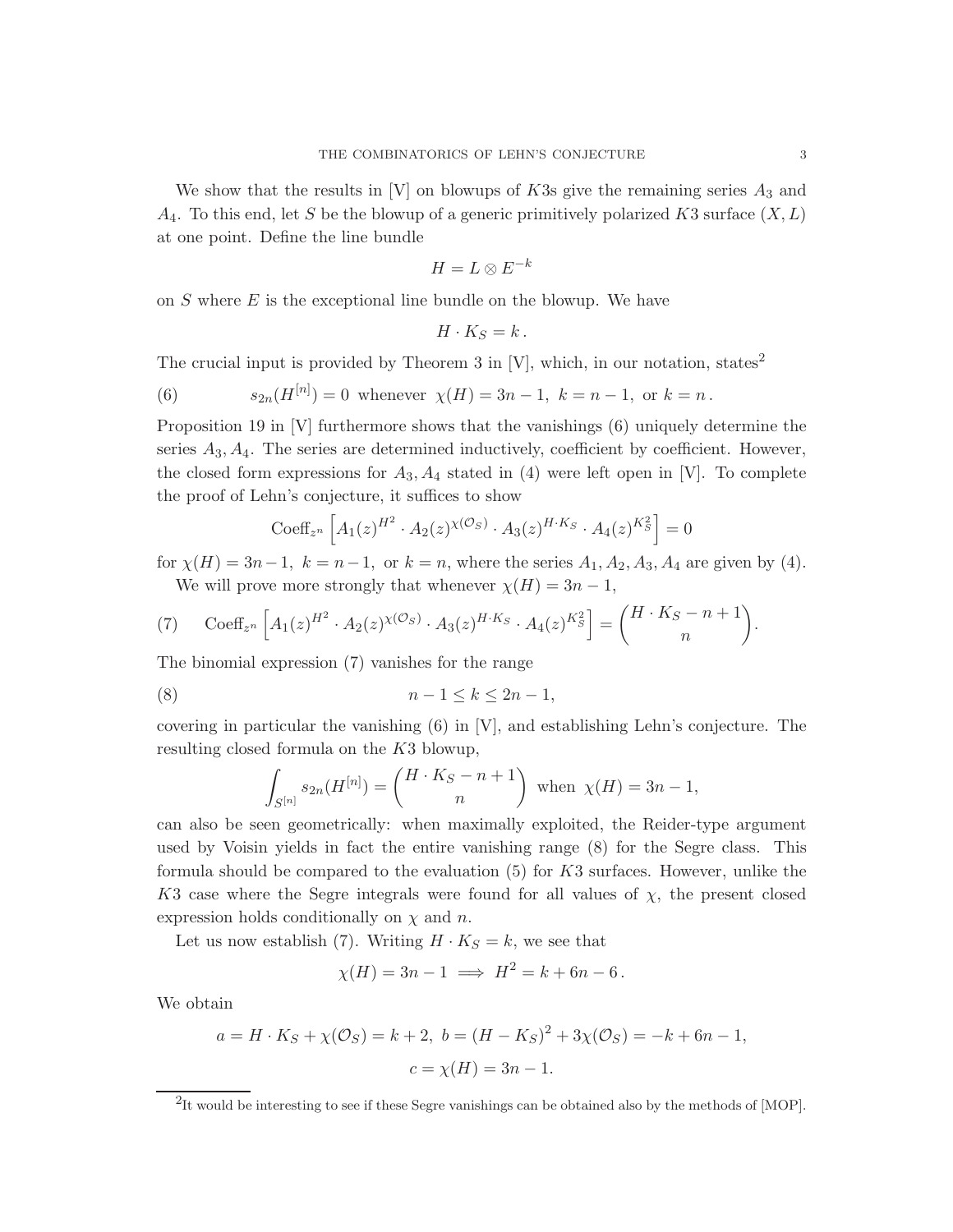We show that the results in [V] on blowups of $K3$s give the remaining series $A_3$ and $A_4$. To this end, let $S$ be the blowup of a generic primitively polarized $K3$ surface $(X, L)$ at one point. Define the line bundle

$$H = L \otimes E^{-k}$$

on $S$ where $E$ is the exceptional line bundle on the blowup. We have

$$H \cdot K_S = k\,.$$

The crucial input is provided by Theorem 3 in [V], which, in our notation, states[2]

$$s_{2n}(H^{[n]}) = 0 \text{ whenever } \chi(H) = 3n-1,\ k = n-1, \text{ or } k = n\,. \tag{6}$$

Proposition 19 in [V] furthermore shows that the vanishings (6) uniquely determine the series $A_3, A_4$. The series are determined inductively, coefficient by coefficient. However, the closed form expressions for $A_3, A_4$ stated in (4) were left open in [V]. To complete the proof of Lehn's conjecture, it suffices to show

$$\mathrm{Coeff}_{z^n}\left[A_1(z)^{H^2} \cdot A_2(z)^{\chi(\mathcal{O}_S)} \cdot A_3(z)^{H\cdot K_S} \cdot A_4(z)^{K_S^2}\right] = 0$$

for $\chi(H) = 3n-1,\ k = n-1$, or $k = n$, where the series $A_1, A_2, A_3, A_4$ are given by (4).

We will prove more strongly that whenever $\chi(H) = 3n-1$,

$$\mathrm{Coeff}_{z^n}\left[A_1(z)^{H^2} \cdot A_2(z)^{\chi(\mathcal{O}_S)} \cdot A_3(z)^{H\cdot K_S} \cdot A_4(z)^{K_S^2}\right] = \binom{H\cdot K_S - n + 1}{n}. \tag{7}$$

The binomial expression (7) vanishes for the range

$$n - 1 \leq k \leq 2n - 1, \tag{8}$$

covering in particular the vanishing (6) in [V], and establishing Lehn's conjecture. The resulting closed formula on the $K3$ blowup,

$$\int_{S^{[n]}} s_{2n}(H^{[n]}) = \binom{H\cdot K_S - n + 1}{n} \text{ when } \chi(H) = 3n-1,$$

can also be seen geometrically: when maximally exploited, the Reider-type argument used by Voisin yields in fact the entire vanishing range (8) for the Segre class. This formula should be compared to the evaluation (5) for $K3$ surfaces. However, unlike the $K3$ case where the Segre integrals were found for all values of $\chi$, the present closed expression holds conditionally on $\chi$ and $n$.

Let us now establish (7). Writing $H \cdot K_S = k$, we see that

$$\chi(H) = 3n - 1 \implies H^2 = k + 6n - 6\,.$$

We obtain

$$a = H\cdot K_S + \chi(\mathcal{O}_S) = k+2,\ b = (H - K_S)^2 + 3\chi(\mathcal{O}_S) = -k + 6n - 1,$$
$$c = \chi(H) = 3n-1.$$

[2] It would be interesting to see if these Segre vanishings can be obtained also by the methods of [MOP].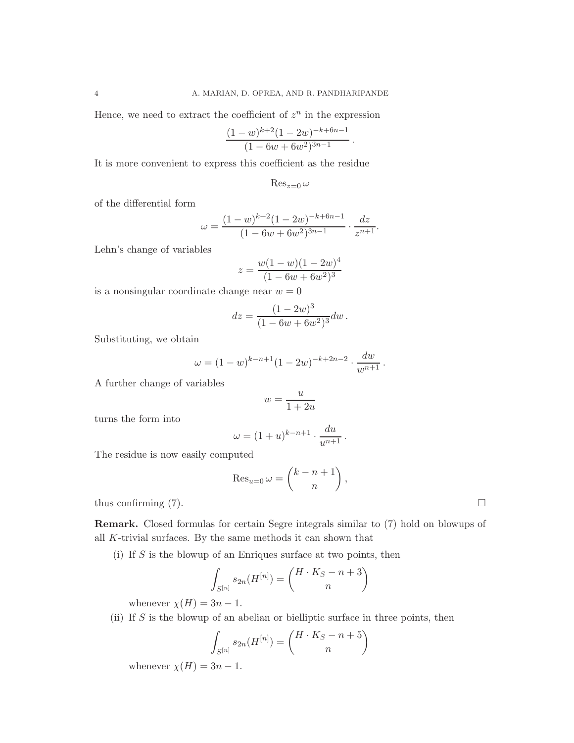Hence, we need to extract the coefficient of $z^n$ in the expression

$$\frac{(1-w)^{k+2}(1-2w)^{-k+6n-1}}{(1-6w+6w^2)^{3n-1}}.$$

It is more convenient to express this coefficient as the residue

$$\mathrm{Res}_{z=0}\,\omega$$

of the differential form

$$\omega = \frac{(1-w)^{k+2}(1-2w)^{-k+6n-1}}{(1-6w+6w^2)^{3n-1}} \cdot \frac{dz}{z^{n+1}}.$$

Lehn's change of variables

$$z = \frac{w(1-w)(1-2w)^4}{(1-6w+6w^2)^3}$$

is a nonsingular coordinate change near $w = 0$

$$dz = \frac{(1-2w)^3}{(1-6w+6w^2)^3}dw\,.$$

Substituting, we obtain

$$\omega = (1-w)^{k-n+1}(1-2w)^{-k+2n-2} \cdot \frac{dw}{w^{n+1}}\,.$$

A further change of variables

$$w = \frac{u}{1+2u}$$

turns the form into

$$\omega = (1+u)^{k-n+1} \cdot \frac{du}{u^{n+1}}\,.$$

The residue is now easily computed

$$\mathrm{Res}_{u=0}\,\omega = \binom{k-n+1}{n},$$

thus confirming (7). ☐

**Remark.** Closed formulas for certain Segre integrals similar to (7) hold on blowups of all $K$-trivial surfaces. By the same methods it can shown that

(i) If $S$ is the blowup of an Enriques surface at two points, then

$$\int_{S^{[n]}} s_{2n}(H^{[n]}) = \binom{H \cdot K_S - n + 3}{n}$$

whenever $\chi(H) = 3n - 1$.

(ii) If $S$ is the blowup of an abelian or bielliptic surface in three points, then

$$\int_{S^{[n]}} s_{2n}(H^{[n]}) = \binom{H \cdot K_S - n + 5}{n}$$

whenever $\chi(H) = 3n - 1$.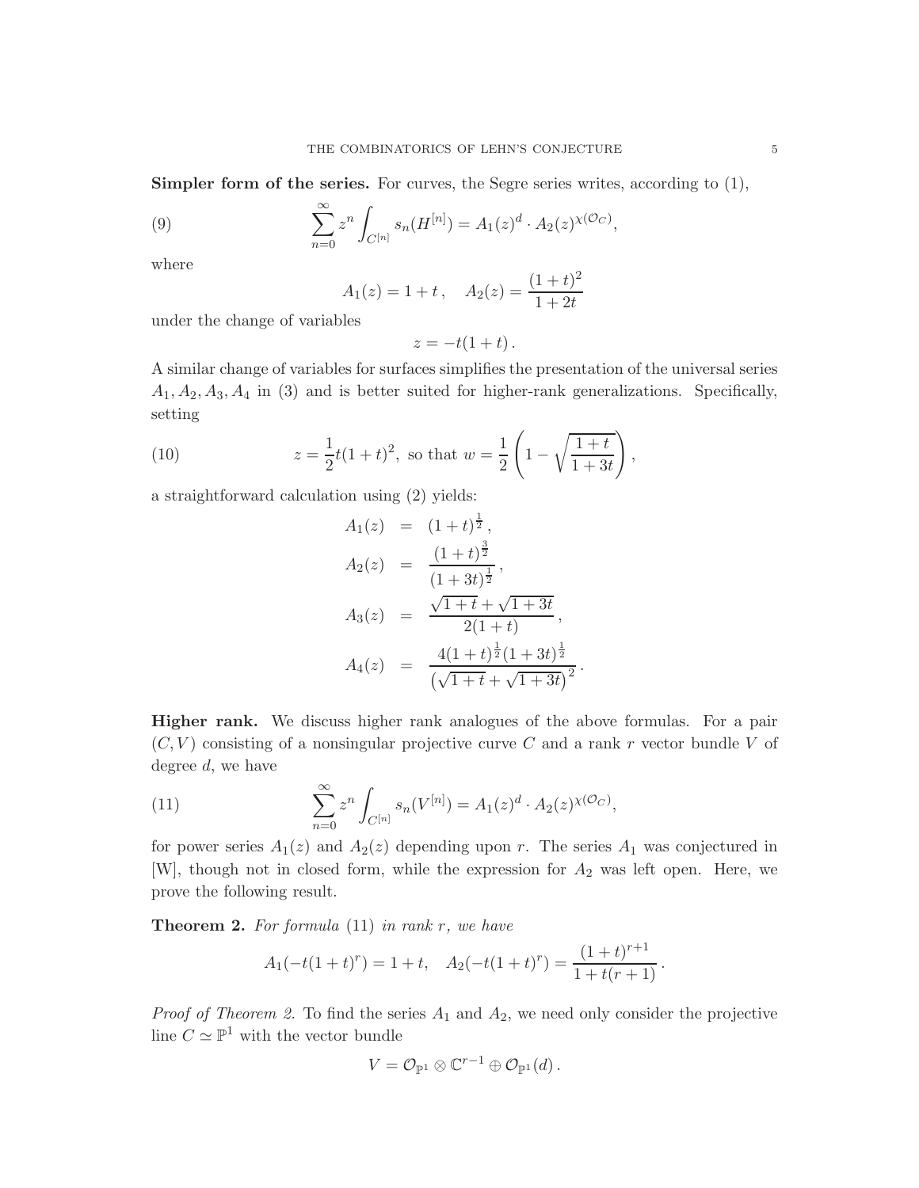**Simpler form of the series.** For curves, the Segre series writes, according to (1),

$$\sum_{n=0}^{\infty} z^n \int_{C^{[n]}} s_n(H^{[n]}) = A_1(z)^d \cdot A_2(z)^{\chi(\mathcal{O}_C)}, \tag{9}$$

where

$$A_1(z) = 1 + t\,, \quad A_2(z) = \frac{(1+t)^2}{1+2t}$$

under the change of variables

$$z = -t(1+t)\,.$$

A similar change of variables for surfaces simplifies the presentation of the universal series $A_1, A_2, A_3, A_4$ in (3) and is better suited for higher-rank generalizations. Specifically, setting

$$z = \frac{1}{2}t(1+t)^2, \text{ so that } w = \frac{1}{2}\left(1 - \sqrt{\frac{1+t}{1+3t}}\right), \tag{10}$$

a straightforward calculation using (2) yields:

$$\begin{aligned}
A_1(z) &= (1+t)^{\frac{1}{2}}\,, \\
A_2(z) &= \frac{(1+t)^{\frac{3}{2}}}{(1+3t)^{\frac{1}{2}}}\,, \\
A_3(z) &= \frac{\sqrt{1+t} + \sqrt{1+3t}}{2(1+t)}\,, \\
A_4(z) &= \frac{4(1+t)^{\frac{1}{2}}(1+3t)^{\frac{1}{2}}}{\left(\sqrt{1+t} + \sqrt{1+3t}\right)^2}\,.
\end{aligned}$$

**Higher rank.** We discuss higher rank analogues of the above formulas. For a pair $(C, V)$ consisting of a nonsingular projective curve $C$ and a rank $r$ vector bundle $V$ of degree $d$, we have

$$\sum_{n=0}^{\infty} z^n \int_{C^{[n]}} s_n(V^{[n]}) = A_1(z)^d \cdot A_2(z)^{\chi(\mathcal{O}_C)}, \tag{11}$$

for power series $A_1(z)$ and $A_2(z)$ depending upon $r$. The series $A_1$ was conjectured in [W], though not in closed form, while the expression for $A_2$ was left open. Here, we prove the following result.

**Theorem 2.** *For formula* (11) *in rank* $r$*, we have*

$$A_1(-t(1+t)^r) = 1 + t, \quad A_2(-t(1+t)^r) = \frac{(1+t)^{r+1}}{1+t(r+1)}\,.$$

*Proof of Theorem 2.* To find the series $A_1$ and $A_2$, we need only consider the projective line $C \simeq \mathbb{P}^1$ with the vector bundle

$$V = \mathcal{O}_{\mathbb{P}^1} \otimes \mathbb{C}^{r-1} \oplus \mathcal{O}_{\mathbb{P}^1}(d)\,.$$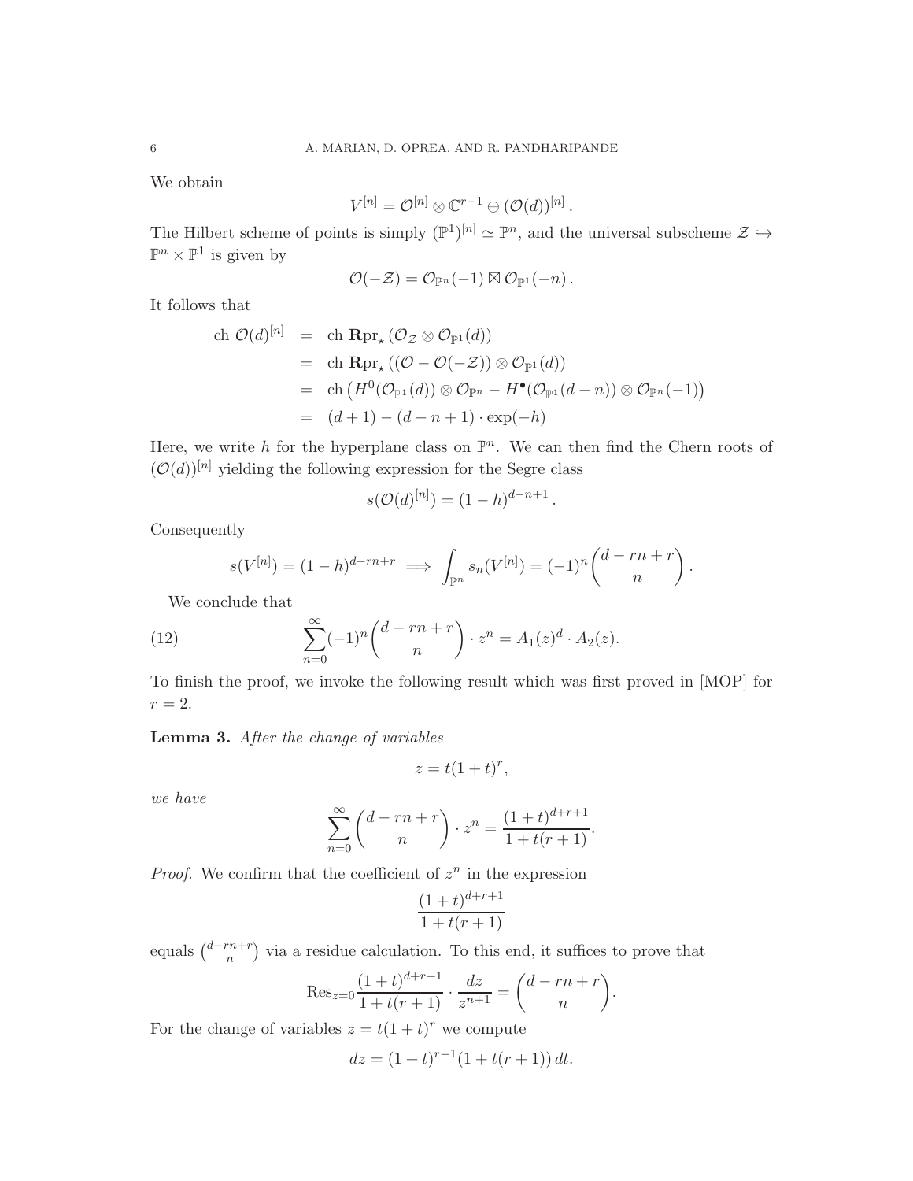We obtain

$$V^{[n]} = \mathcal{O}^{[n]} \otimes \mathbb{C}^{r-1} \oplus (\mathcal{O}(d))^{[n]}.$$

The Hilbert scheme of points is simply $(\mathbb{P}^1)^{[n]} \simeq \mathbb{P}^n$, and the universal subscheme $\mathcal{Z} \hookrightarrow \mathbb{P}^n \times \mathbb{P}^1$ is given by

$$\mathcal{O}(-\mathcal{Z}) = \mathcal{O}_{\mathbb{P}^n}(-1) \boxtimes \mathcal{O}_{\mathbb{P}^1}(-n).$$

It follows that

$$\begin{aligned}
\text{ch } \mathcal{O}(d)^{[n]} &= \text{ch } \mathbf{R}\text{pr}_\star \left(\mathcal{O}_{\mathcal{Z}} \otimes \mathcal{O}_{\mathbb{P}^1}(d)\right) \\
&= \text{ch } \mathbf{R}\text{pr}_\star \left((\mathcal{O} - \mathcal{O}(-\mathcal{Z})) \otimes \mathcal{O}_{\mathbb{P}^1}(d)\right) \\
&= \text{ch} \left(H^0(\mathcal{O}_{\mathbb{P}^1}(d)) \otimes \mathcal{O}_{\mathbb{P}^n} - H^\bullet(\mathcal{O}_{\mathbb{P}^1}(d-n)) \otimes \mathcal{O}_{\mathbb{P}^n}(-1)\right) \\
&= (d+1) - (d-n+1) \cdot \exp(-h)
\end{aligned}$$

Here, we write $h$ for the hyperplane class on $\mathbb{P}^n$. We can then find the Chern roots of $(\mathcal{O}(d))^{[n]}$ yielding the following expression for the Segre class

$$s(\mathcal{O}(d)^{[n]}) = (1-h)^{d-n+1}.$$

Consequently

$$s(V^{[n]}) = (1-h)^{d-rn+r} \implies \int_{\mathbb{P}^n} s_n(V^{[n]}) = (-1)^n \binom{d-rn+r}{n}.$$

We conclude that

$$\sum_{n=0}^{\infty} (-1)^n \binom{d-rn+r}{n} \cdot z^n = A_1(z)^d \cdot A_2(z). \tag{12}$$

To finish the proof, we invoke the following result which was first proved in [MOP] for $r = 2$.

**Lemma 3.** *After the change of variables*

$$z = t(1+t)^r,$$

*we have*

$$\sum_{n=0}^{\infty} \binom{d-rn+r}{n} \cdot z^n = \frac{(1+t)^{d+r+1}}{1+t(r+1)}.$$

*Proof.* We confirm that the coefficient of $z^n$ in the expression

$$\frac{(1+t)^{d+r+1}}{1+t(r+1)}$$

equals $\binom{d-rn+r}{n}$ via a residue calculation. To this end, it suffices to prove that

$$\text{Res}_{z=0} \frac{(1+t)^{d+r+1}}{1+t(r+1)} \cdot \frac{dz}{z^{n+1}} = \binom{d-rn+r}{n}.$$

For the change of variables $z = t(1+t)^r$ we compute

$$dz = (1+t)^{r-1}(1+t(r+1))\, dt.$$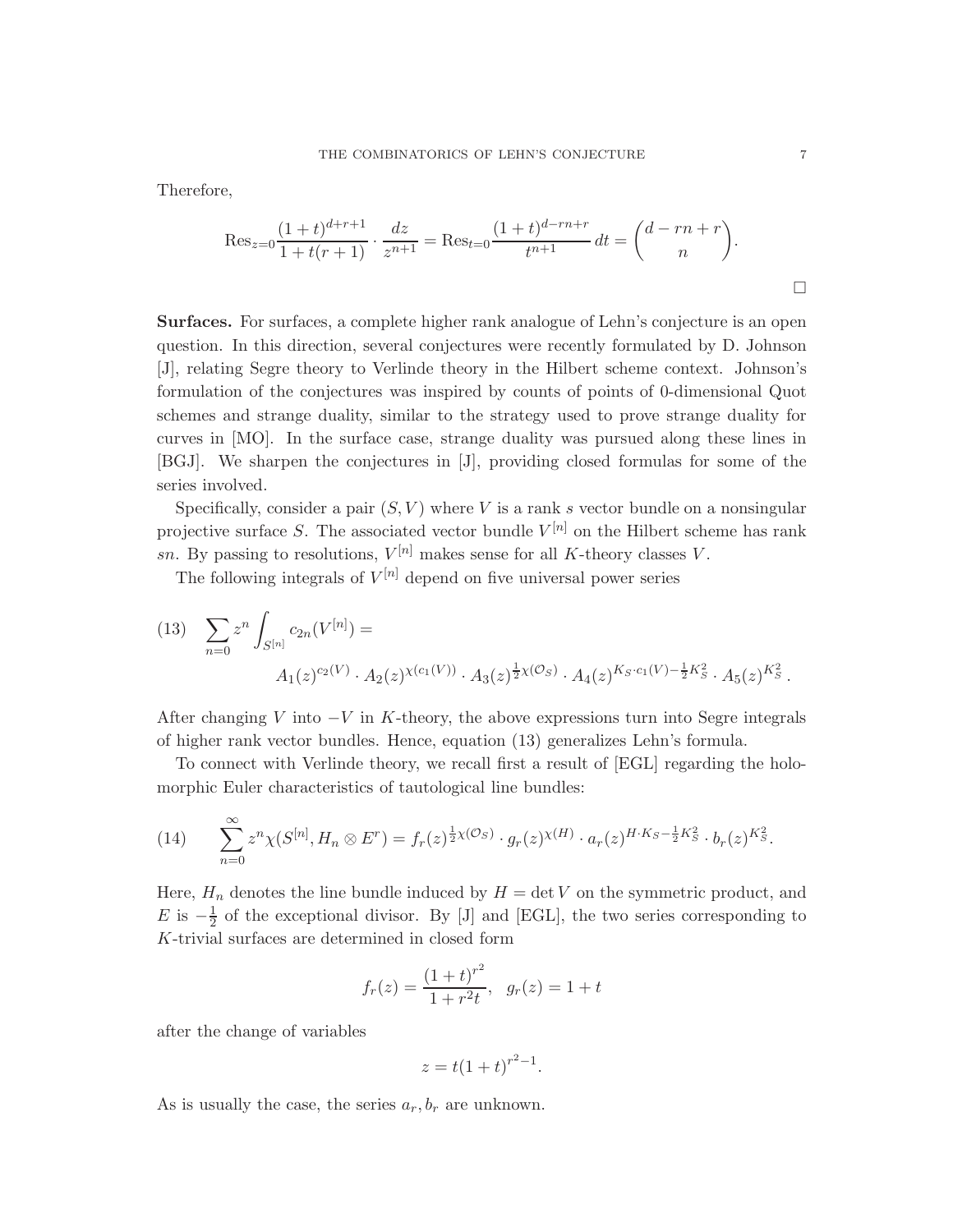Therefore,

$$\mathrm{Res}_{z=0}\frac{(1+t)^{d+r+1}}{1+t(r+1)}\cdot\frac{dz}{z^{n+1}}=\mathrm{Res}_{t=0}\frac{(1+t)^{d-rn+r}}{t^{n+1}}\,dt=\binom{d-rn+r}{n}.$$

□

**Surfaces.** For surfaces, a complete higher rank analogue of Lehn's conjecture is an open question. In this direction, several conjectures were recently formulated by D. Johnson [J], relating Segre theory to Verlinde theory in the Hilbert scheme context. Johnson's formulation of the conjectures was inspired by counts of points of 0-dimensional Quot schemes and strange duality, similar to the strategy used to prove strange duality for curves in [MO]. In the surface case, strange duality was pursued along these lines in [BGJ]. We sharpen the conjectures in [J], providing closed formulas for some of the series involved.

Specifically, consider a pair $(S,V)$ where $V$ is a rank $s$ vector bundle on a nonsingular projective surface $S$. The associated vector bundle $V^{[n]}$ on the Hilbert scheme has rank $sn$. By passing to resolutions, $V^{[n]}$ makes sense for all $K$-theory classes $V$.

The following integrals of $V^{[n]}$ depend on five universal power series

$$(13)\quad \sum_{n=0}z^n\int_{S^{[n]}}c_{2n}(V^{[n]})=
A_1(z)^{c_2(V)}\cdot A_2(z)^{\chi(c_1(V))}\cdot A_3(z)^{\frac{1}{2}\chi(\mathcal{O}_S)}\cdot A_4(z)^{K_S\cdot c_1(V)-\frac{1}{2}K_S^2}\cdot A_5(z)^{K_S^2}.$$

After changing $V$ into $-V$ in $K$-theory, the above expressions turn into Segre integrals of higher rank vector bundles. Hence, equation (13) generalizes Lehn's formula.

To connect with Verlinde theory, we recall first a result of [EGL] regarding the holomorphic Euler characteristics of tautological line bundles:

$$(14)\qquad \sum_{n=0}^{\infty}z^n\chi(S^{[n]},H_n\otimes E^r)=f_r(z)^{\frac{1}{2}\chi(\mathcal{O}_S)}\cdot g_r(z)^{\chi(H)}\cdot a_r(z)^{H\cdot K_S-\frac{1}{2}K_S^2}\cdot b_r(z)^{K_S^2}.$$

Here, $H_n$ denotes the line bundle induced by $H=\det V$ on the symmetric product, and $E$ is $-\frac{1}{2}$ of the exceptional divisor. By [J] and [EGL], the two series corresponding to $K$-trivial surfaces are determined in closed form

$$f_r(z)=\frac{(1+t)^{r^2}}{1+r^2t},\quad g_r(z)=1+t$$

after the change of variables

$$z=t(1+t)^{r^2-1}.$$

As is usually the case, the series $a_r,b_r$ are unknown.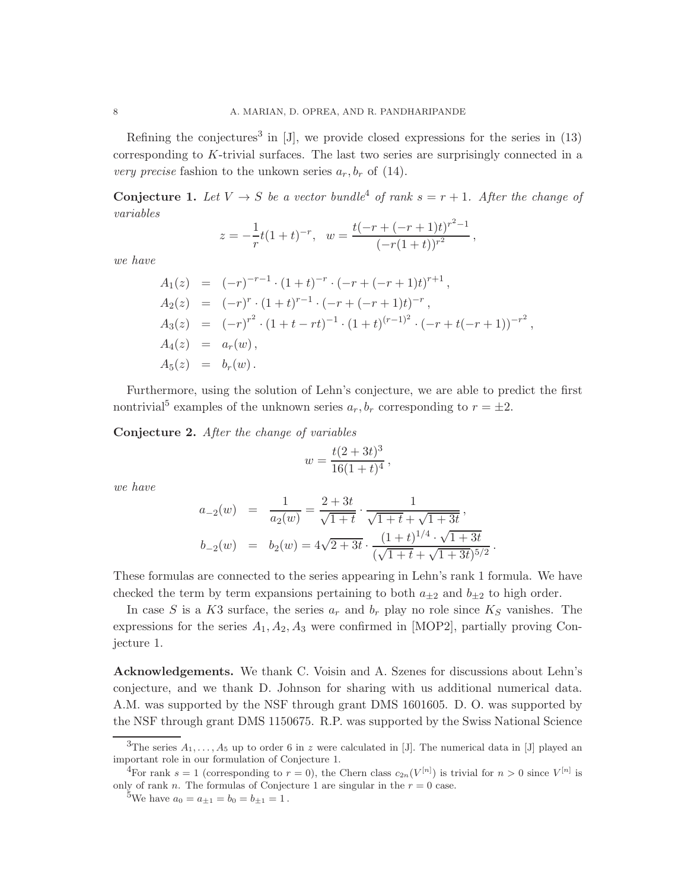Refining the conjectures[3] in [J], we provide closed expressions for the series in (13) corresponding to $K$-trivial surfaces. The last two series are surprisingly connected in a *very precise* fashion to the unkown series $a_r, b_r$ of (14).

**Conjecture 1.** *Let $V \to S$ be a vector bundle[4] of rank $s = r+1$. After the change of variables*

$$z = -\frac{1}{r} t(1+t)^{-r}, \quad w = \frac{t(-r + (-r+1)t)^{r^2-1}}{(-r(1+t))^{r^2}},$$

*we have*

$$\begin{aligned}
A_1(z) &= (-r)^{-r-1} \cdot (1+t)^{-r} \cdot (-r + (-r+1)t)^{r+1}, \\
A_2(z) &= (-r)^{r} \cdot (1+t)^{r-1} \cdot (-r + (-r+1)t)^{-r}, \\
A_3(z) &= (-r)^{r^2} \cdot (1+t-rt)^{-1} \cdot (1+t)^{(r-1)^2} \cdot (-r + t(-r+1))^{-r^2}, \\
A_4(z) &= a_r(w), \\
A_5(z) &= b_r(w).
\end{aligned}$$

Furthermore, using the solution of Lehn's conjecture, we are able to predict the first nontrivial[5] examples of the unknown series $a_r, b_r$ corresponding to $r = \pm 2$.

**Conjecture 2.** *After the change of variables*

$$w = \frac{t(2+3t)^3}{16(1+t)^4},$$

*we have*

$$\begin{aligned}
a_{-2}(w) &= \frac{1}{a_2(w)} = \frac{2+3t}{\sqrt{1+t}} \cdot \frac{1}{\sqrt{1+t} + \sqrt{1+3t}}, \\
b_{-2}(w) &= b_2(w) = 4\sqrt{2+3t} \cdot \frac{(1+t)^{1/4} \cdot \sqrt{1+3t}}{(\sqrt{1+t} + \sqrt{1+3t})^{5/2}}.
\end{aligned}$$

These formulas are connected to the series appearing in Lehn's rank 1 formula. We have checked the term by term expansions pertaining to both $a_{\pm 2}$ and $b_{\pm 2}$ to high order.

In case $S$ is a $K3$ surface, the series $a_r$ and $b_r$ play no role since $K_S$ vanishes. The expressions for the series $A_1, A_2, A_3$ were confirmed in [MOP2], partially proving Conjecture 1.

**Acknowledgements.** We thank C. Voisin and A. Szenes for discussions about Lehn's conjecture, and we thank D. Johnson for sharing with us additional numerical data. A.M. was supported by the NSF through grant DMS 1601605. D. O. was supported by the NSF through grant DMS 1150675. R.P. was supported by the Swiss National Science

[3] The series $A_1, \ldots, A_5$ up to order 6 in $z$ were calculated in [J]. The numerical data in [J] played an important role in our formulation of Conjecture 1.

[4] For rank $s = 1$ (corresponding to $r = 0$), the Chern class $c_{2n}(V^{[n]})$ is trivial for $n > 0$ since $V^{[n]}$ is only of rank $n$. The formulas of Conjecture 1 are singular in the $r = 0$ case.

[5] We have $a_0 = a_{\pm 1} = b_0 = b_{\pm 1} = 1$.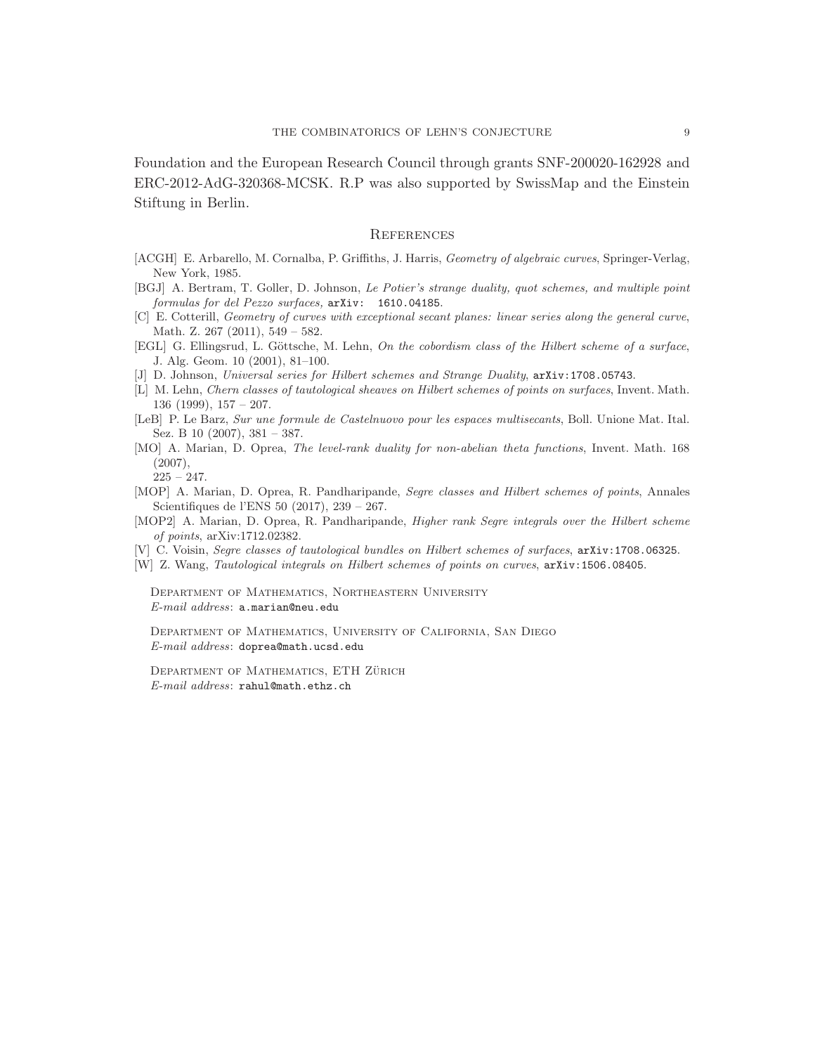Foundation and the European Research Council through grants SNF-200020-162928 and ERC-2012-AdG-320368-MCSK. R.P was also supported by SwissMap and the Einstein Stiftung in Berlin.

## References

[ACGH] E. Arbarello, M. Cornalba, P. Griffiths, J. Harris, *Geometry of algebraic curves*, Springer-Verlag, New York, 1985.

[BGJ] A. Bertram, T. Goller, D. Johnson, *Le Potier's strange duality, quot schemes, and multiple point formulas for del Pezzo surfaces,* arXiv: 1610.04185.

[C] E. Cotterill, *Geometry of curves with exceptional secant planes: linear series along the general curve*, Math. Z. 267 (2011), 549 – 582.

[EGL] G. Ellingsrud, L. Göttsche, M. Lehn, *On the cobordism class of the Hilbert scheme of a surface*, J. Alg. Geom. 10 (2001), 81–100.

[J] D. Johnson, *Universal series for Hilbert schemes and Strange Duality*, arXiv:1708.05743.

[L] M. Lehn, *Chern classes of tautological sheaves on Hilbert schemes of points on surfaces*, Invent. Math. 136 (1999), 157 – 207.

[LeB] P. Le Barz, *Sur une formule de Castelnuovo pour les espaces multisecants*, Boll. Unione Mat. Ital. Sez. B 10 (2007), 381 – 387.

[MO] A. Marian, D. Oprea, *The level-rank duality for non-abelian theta functions*, Invent. Math. 168 (2007),
225 – 247.

[MOP] A. Marian, D. Oprea, R. Pandharipande, *Segre classes and Hilbert schemes of points*, Annales Scientifiques de l'ENS 50 (2017), 239 – 267.

[MOP2] A. Marian, D. Oprea, R. Pandharipande, *Higher rank Segre integrals over the Hilbert scheme of points*, arXiv:1712.02382.

[V] C. Voisin, *Segre classes of tautological bundles on Hilbert schemes of surfaces*, arXiv:1708.06325.

[W] Z. Wang, *Tautological integrals on Hilbert schemes of points on curves*, arXiv:1506.08405.

Department of Mathematics, Northeastern University
*E-mail address*: a.marian@neu.edu

Department of Mathematics, University of California, San Diego
*E-mail address*: doprea@math.ucsd.edu

Department of Mathematics, ETH Zürich
*E-mail address*: rahul@math.ethz.ch